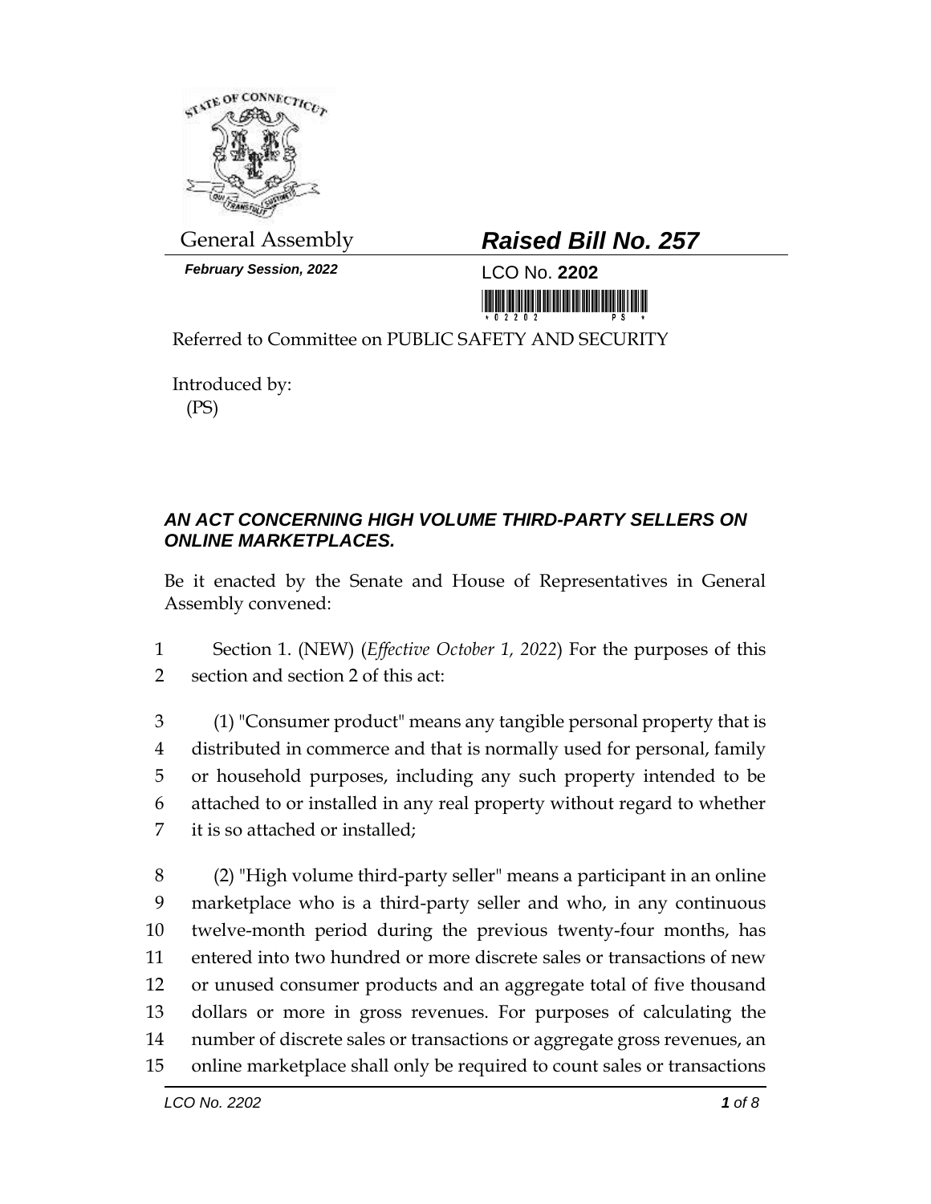General Assembly

*February Session, 2022*

# *Raised Bill No. 257*

LCO No. **2202**

Referred to Committee on PUBLIC SAFETY AND SECURITY

Introduced by:
(PS)

## *AN ACT CONCERNING HIGH VOLUME THIRD-PARTY SELLERS ON ONLINE MARKETPLACES.*

Be it enacted by the Senate and House of Representatives in General Assembly convened:

1 Section 1. (NEW) (*Effective October 1, 2022*) For the purposes of this
2 section and section 2 of this act:

3 (1) "Consumer product" means any tangible personal property that is
4 distributed in commerce and that is normally used for personal, family
5 or household purposes, including any such property intended to be
6 attached to or installed in any real property without regard to whether
7 it is so attached or installed;

8 (2) "High volume third-party seller" means a participant in an online
9 marketplace who is a third-party seller and who, in any continuous
10 twelve-month period during the previous twenty-four months, has
11 entered into two hundred or more discrete sales or transactions of new
12 or unused consumer products and an aggregate total of five thousand
13 dollars or more in gross revenues. For purposes of calculating the
14 number of discrete sales or transactions or aggregate gross revenues, an
15 online marketplace shall only be required to count sales or transactions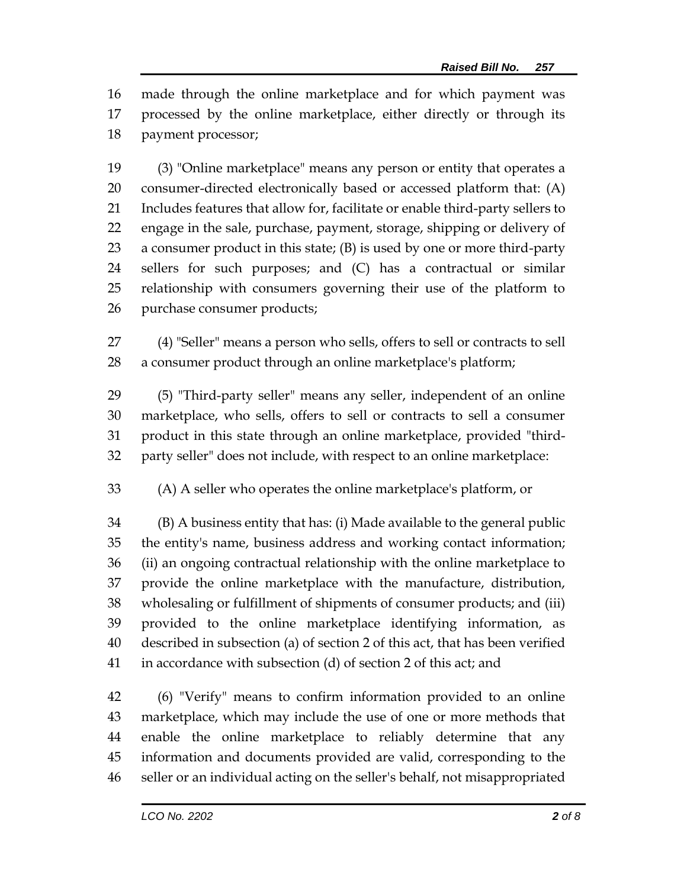made through the online marketplace and for which payment was processed by the online marketplace, either directly or through its payment processor;

(3) "Online marketplace" means any person or entity that operates a consumer-directed electronically based or accessed platform that: (A) Includes features that allow for, facilitate or enable third-party sellers to engage in the sale, purchase, payment, storage, shipping or delivery of a consumer product in this state; (B) is used by one or more third-party sellers for such purposes; and (C) has a contractual or similar relationship with consumers governing their use of the platform to purchase consumer products;

(4) "Seller" means a person who sells, offers to sell or contracts to sell a consumer product through an online marketplace's platform;

(5) "Third-party seller" means any seller, independent of an online marketplace, who sells, offers to sell or contracts to sell a consumer product in this state through an online marketplace, provided "third-party seller" does not include, with respect to an online marketplace:

(A) A seller who operates the online marketplace's platform, or

(B) A business entity that has: (i) Made available to the general public the entity's name, business address and working contact information; (ii) an ongoing contractual relationship with the online marketplace to provide the online marketplace with the manufacture, distribution, wholesaling or fulfillment of shipments of consumer products; and (iii) provided to the online marketplace identifying information, as described in subsection (a) of section 2 of this act, that has been verified in accordance with subsection (d) of section 2 of this act; and

(6) "Verify" means to confirm information provided to an online marketplace, which may include the use of one or more methods that enable the online marketplace to reliably determine that any information and documents provided are valid, corresponding to the seller or an individual acting on the seller's behalf, not misappropriated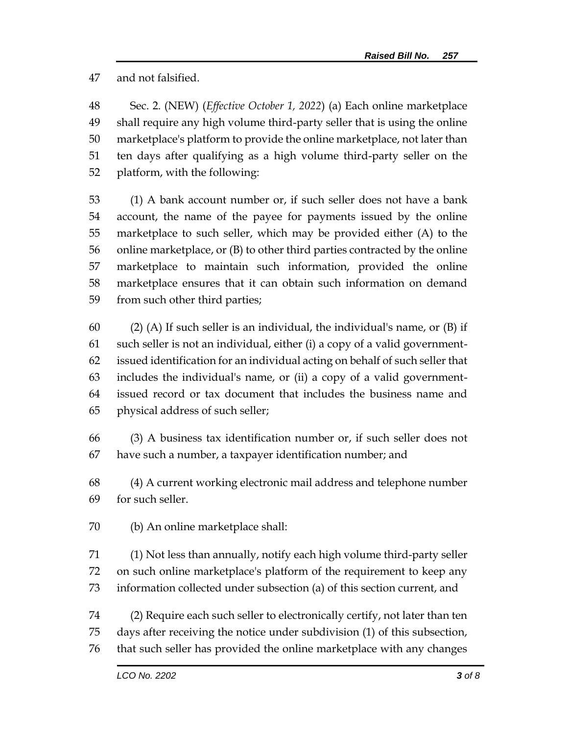and not falsified.

Sec. 2. (NEW) (*Effective October 1, 2022*) (a) Each online marketplace shall require any high volume third-party seller that is using the online marketplace's platform to provide the online marketplace, not later than ten days after qualifying as a high volume third-party seller on the platform, with the following:

(1) A bank account number or, if such seller does not have a bank account, the name of the payee for payments issued by the online marketplace to such seller, which may be provided either (A) to the online marketplace, or (B) to other third parties contracted by the online marketplace to maintain such information, provided the online marketplace ensures that it can obtain such information on demand from such other third parties;

(2) (A) If such seller is an individual, the individual's name, or (B) if such seller is not an individual, either (i) a copy of a valid government-issued identification for an individual acting on behalf of such seller that includes the individual's name, or (ii) a copy of a valid government-issued record or tax document that includes the business name and physical address of such seller;

(3) A business tax identification number or, if such seller does not have such a number, a taxpayer identification number; and

(4) A current working electronic mail address and telephone number for such seller.

(b) An online marketplace shall:

(1) Not less than annually, notify each high volume third-party seller on such online marketplace's platform of the requirement to keep any information collected under subsection (a) of this section current, and

(2) Require each such seller to electronically certify, not later than ten days after receiving the notice under subdivision (1) of this subsection, that such seller has provided the online marketplace with any changes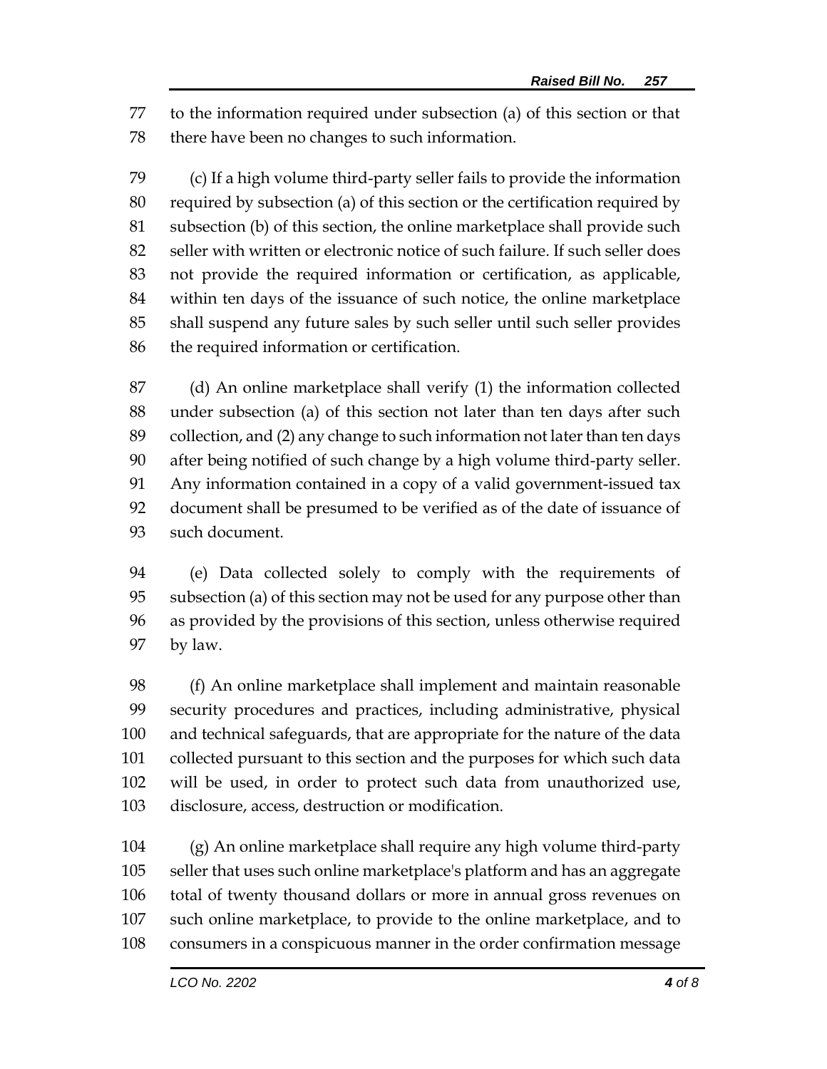to the information required under subsection (a) of this section or that there have been no changes to such information.

(c) If a high volume third-party seller fails to provide the information required by subsection (a) of this section or the certification required by subsection (b) of this section, the online marketplace shall provide such seller with written or electronic notice of such failure. If such seller does not provide the required information or certification, as applicable, within ten days of the issuance of such notice, the online marketplace shall suspend any future sales by such seller until such seller provides the required information or certification.

(d) An online marketplace shall verify (1) the information collected under subsection (a) of this section not later than ten days after such collection, and (2) any change to such information not later than ten days after being notified of such change by a high volume third-party seller. Any information contained in a copy of a valid government-issued tax document shall be presumed to be verified as of the date of issuance of such document.

(e) Data collected solely to comply with the requirements of subsection (a) of this section may not be used for any purpose other than as provided by the provisions of this section, unless otherwise required by law.

(f) An online marketplace shall implement and maintain reasonable security procedures and practices, including administrative, physical and technical safeguards, that are appropriate for the nature of the data collected pursuant to this section and the purposes for which such data will be used, in order to protect such data from unauthorized use, disclosure, access, destruction or modification.

(g) An online marketplace shall require any high volume third-party seller that uses such online marketplace's platform and has an aggregate total of twenty thousand dollars or more in annual gross revenues on such online marketplace, to provide to the online marketplace, and to consumers in a conspicuous manner in the order confirmation message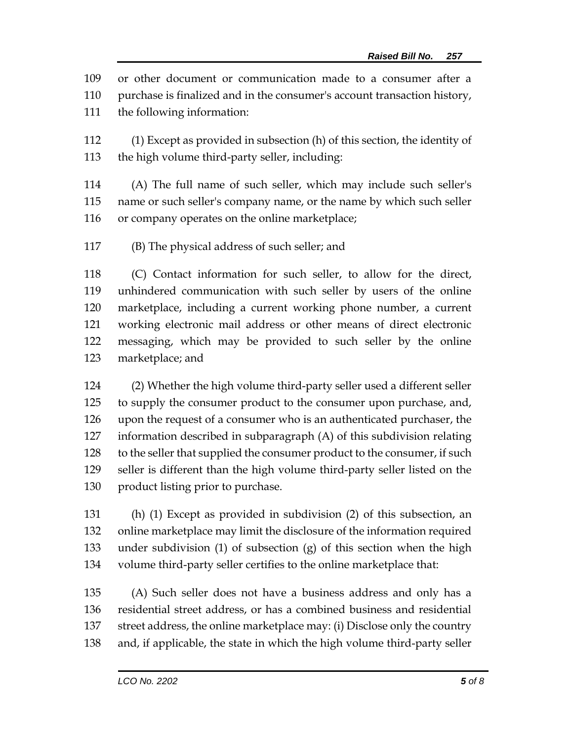or other document or communication made to a consumer after a purchase is finalized and in the consumer's account transaction history, the following information:

(1) Except as provided in subsection (h) of this section, the identity of the high volume third-party seller, including:

(A) The full name of such seller, which may include such seller's name or such seller's company name, or the name by which such seller or company operates on the online marketplace;

(B) The physical address of such seller; and

(C) Contact information for such seller, to allow for the direct, unhindered communication with such seller by users of the online marketplace, including a current working phone number, a current working electronic mail address or other means of direct electronic messaging, which may be provided to such seller by the online marketplace; and

(2) Whether the high volume third-party seller used a different seller to supply the consumer product to the consumer upon purchase, and, upon the request of a consumer who is an authenticated purchaser, the information described in subparagraph (A) of this subdivision relating to the seller that supplied the consumer product to the consumer, if such seller is different than the high volume third-party seller listed on the product listing prior to purchase.

(h) (1) Except as provided in subdivision (2) of this subsection, an online marketplace may limit the disclosure of the information required under subdivision (1) of subsection (g) of this section when the high volume third-party seller certifies to the online marketplace that:

(A) Such seller does not have a business address and only has a residential street address, or has a combined business and residential street address, the online marketplace may: (i) Disclose only the country and, if applicable, the state in which the high volume third-party seller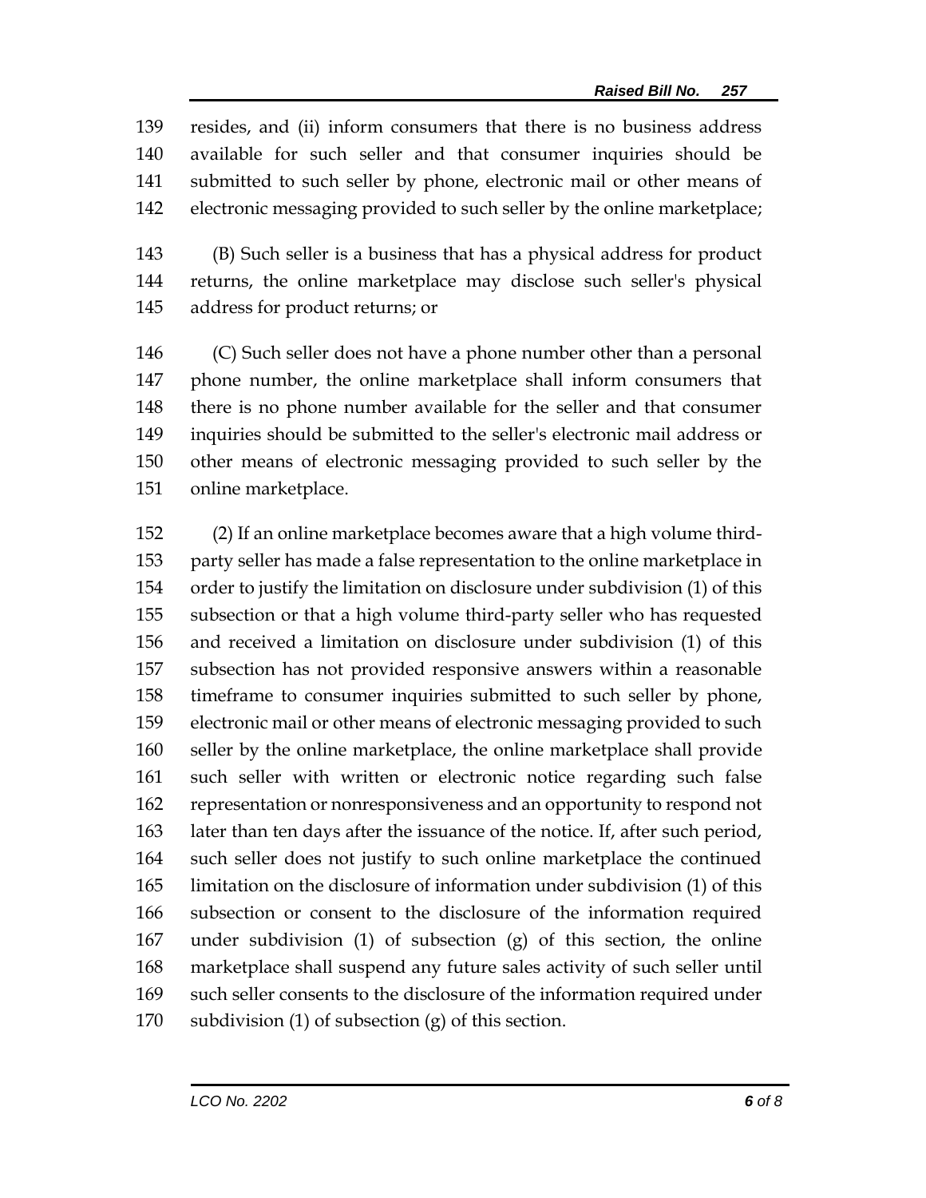resides, and (ii) inform consumers that there is no business address available for such seller and that consumer inquiries should be submitted to such seller by phone, electronic mail or other means of electronic messaging provided to such seller by the online marketplace;

(B) Such seller is a business that has a physical address for product returns, the online marketplace may disclose such seller's physical address for product returns; or

(C) Such seller does not have a phone number other than a personal phone number, the online marketplace shall inform consumers that there is no phone number available for the seller and that consumer inquiries should be submitted to the seller's electronic mail address or other means of electronic messaging provided to such seller by the online marketplace.

(2) If an online marketplace becomes aware that a high volume third-party seller has made a false representation to the online marketplace in order to justify the limitation on disclosure under subdivision (1) of this subsection or that a high volume third-party seller who has requested and received a limitation on disclosure under subdivision (1) of this subsection has not provided responsive answers within a reasonable timeframe to consumer inquiries submitted to such seller by phone, electronic mail or other means of electronic messaging provided to such seller by the online marketplace, the online marketplace shall provide such seller with written or electronic notice regarding such false representation or nonresponsiveness and an opportunity to respond not later than ten days after the issuance of the notice. If, after such period, such seller does not justify to such online marketplace the continued limitation on the disclosure of information under subdivision (1) of this subsection or consent to the disclosure of the information required under subdivision (1) of subsection (g) of this section, the online marketplace shall suspend any future sales activity of such seller until such seller consents to the disclosure of the information required under subdivision (1) of subsection (g) of this section.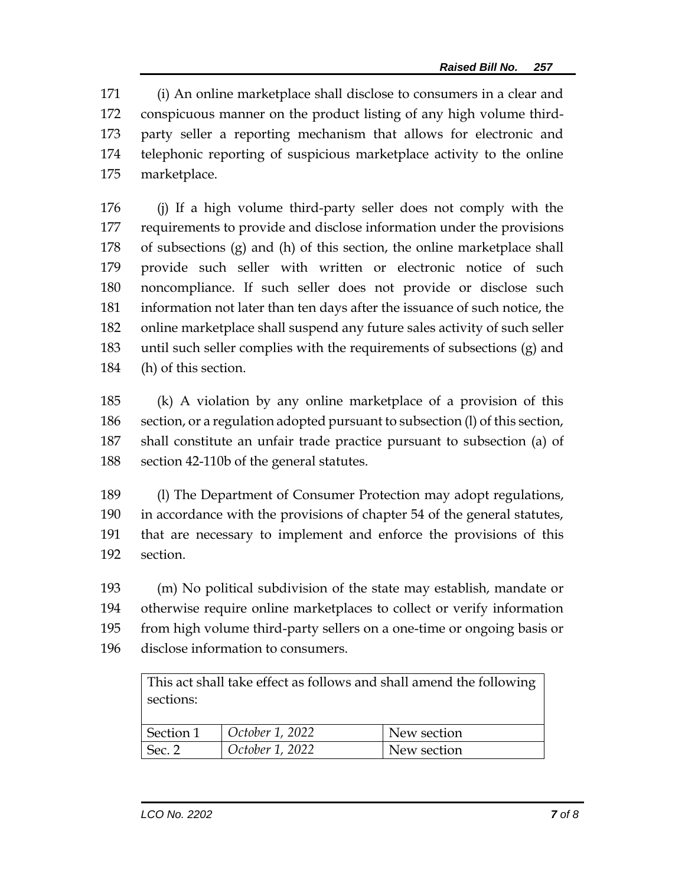(i) An online marketplace shall disclose to consumers in a clear and conspicuous manner on the product listing of any high volume third-party seller a reporting mechanism that allows for electronic and telephonic reporting of suspicious marketplace activity to the online marketplace.

(j) If a high volume third-party seller does not comply with the requirements to provide and disclose information under the provisions of subsections (g) and (h) of this section, the online marketplace shall provide such seller with written or electronic notice of such noncompliance. If such seller does not provide or disclose such information not later than ten days after the issuance of such notice, the online marketplace shall suspend any future sales activity of such seller until such seller complies with the requirements of subsections (g) and (h) of this section.

(k) A violation by any online marketplace of a provision of this section, or a regulation adopted pursuant to subsection (l) of this section, shall constitute an unfair trade practice pursuant to subsection (a) of section 42-110b of the general statutes.

(l) The Department of Consumer Protection may adopt regulations, in accordance with the provisions of chapter 54 of the general statutes, that are necessary to implement and enforce the provisions of this section.

(m) No political subdivision of the state may establish, mandate or otherwise require online marketplaces to collect or verify information from high volume third-party sellers on a one-time or ongoing basis or disclose information to consumers.

| This act shall take effect as follows and shall amend the following sections: | | |
|---|---|---|
| Section 1 | *October 1, 2022* | New section |
| Sec. 2 | *October 1, 2022* | New section |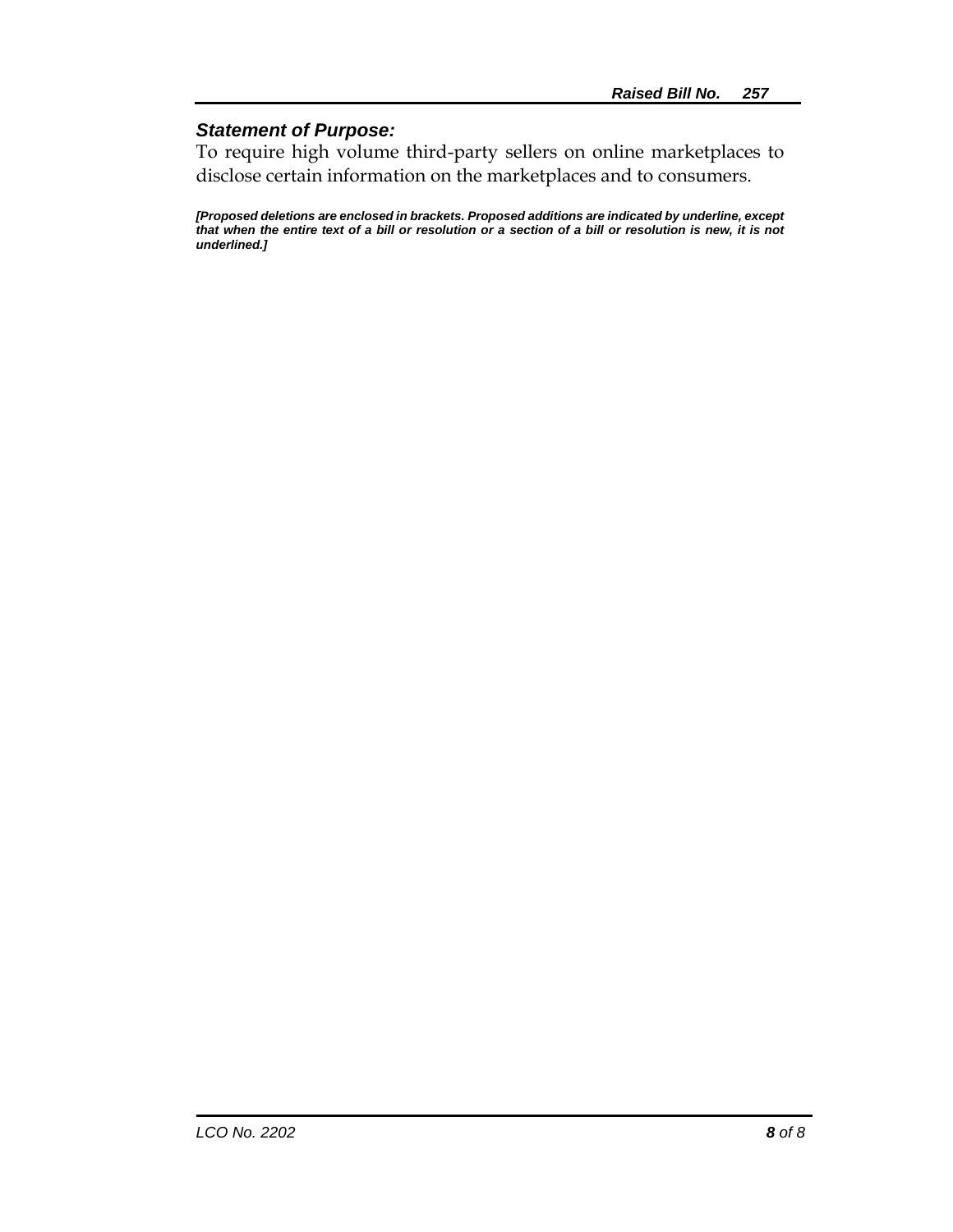### *Statement of Purpose:*

To require high volume third-party sellers on online marketplaces to disclose certain information on the marketplaces and to consumers.

***[Proposed deletions are enclosed in brackets. Proposed additions are indicated by underline, except that when the entire text of a bill or resolution or a section of a bill or resolution is new, it is not underlined.]***